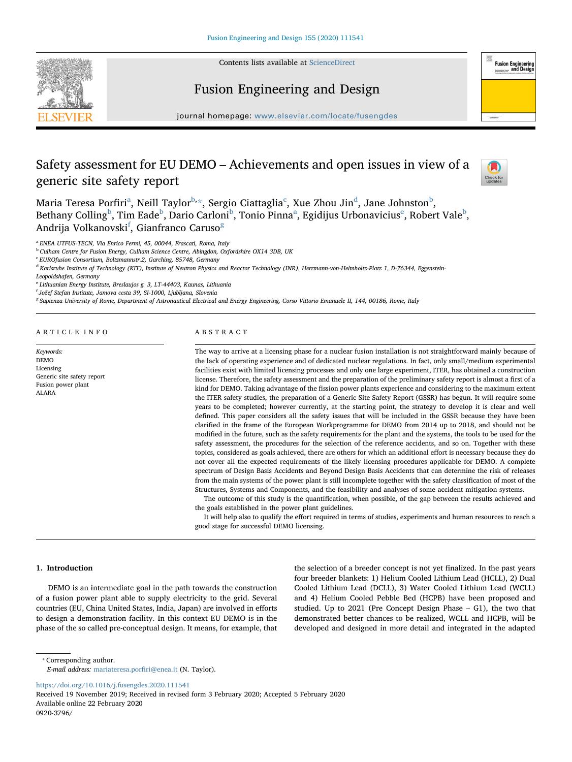# Safety assessment for EU DEMO – Achievements and open issues in view of a generic site safety report

Maria Teresa Porfiri[a], Neill Taylor[b,*], Sergio Ciattaglia[c], Xue Zhou Jin[d], Jane Johnston[b], Bethany Colling[b], Tim Eade[b], Dario Carloni[b], Tonio Pinna[a], Egidijus Urbonavicius[e], Robert Vale[b], Andrija Volkanovski[f], Gianfranco Caruso[g]

[a] ENEA UTFUS-TECN, Via Enrico Fermi, 45, 00044, Frascati, Roma, Italy
[b] Culham Centre for Fusion Energy, Culham Science Centre, Abingdon, Oxfordshire OX14 3DB, UK
[c] EUROfusion Consortium, Boltzmannstr.2, Garching, 85748, Germany
[d] Karlsruhe Institute of Technology (KIT), Institute of Neutron Physics and Reactor Technology (INR), Herrmann-von-Helmholtz-Platz 1, D-76344, Eggenstein-Leopoldshafen, Germany
[e] Lithuanian Energy Institute, Breslaujos g. 3, LT-44403, Kaunas, Lithuania
[f] Jožef Stefan Institute, Jamova cesta 39, SI-1000, Ljubljana, Slovenia
[g] Sapienza University of Rome, Department of Astronautical Electrical and Energy Engineering, Corso Vittorio Emanuele II, 144, 00186, Rome, Italy

## ARTICLE INFO

*Keywords:*
DEMO
Licensing
Generic site safety report
Fusion power plant
ALARA

## ABSTRACT

The way to arrive at a licensing phase for a nuclear fusion installation is not straightforward mainly because of the lack of operating experience and of dedicated nuclear regulations. In fact, only small/medium experimental facilities exist with limited licensing processes and only one large experiment, ITER, has obtained a construction license. Therefore, the safety assessment and the preparation of the preliminary safety report is almost a first of a kind for DEMO. Taking advantage of the fission power plants experience and considering to the maximum extent the ITER safety studies, the preparation of a Generic Site Safety Report (GSSR) has begun. It will require some years to be completed; however currently, at the starting point, the strategy to develop it is clear and well defined. This paper considers all the safety issues that will be included in the GSSR because they have been clarified in the frame of the European Workprogramme for DEMO from 2014 up to 2018, and should not be modified in the future, such as the safety requirements for the plant and the systems, the tools to be used for the safety assessment, the procedures for the selection of the reference accidents, and so on. Together with these topics, considered as goals achieved, there are others for which an additional effort is necessary because they do not cover all the expected requirements of the likely licensing procedures applicable for DEMO. A complete spectrum of Design Basis Accidents and Beyond Design Basis Accidents that can determine the risk of releases from the main systems of the power plant is still incomplete together with the safety classification of most of the Structures, Systems and Components, and the feasibility and analyses of some accident mitigation systems.

The outcome of this study is the quantification, when possible, of the gap between the results achieved and the goals established in the power plant guidelines.

It will help also to qualify the effort required in terms of studies, experiments and human resources to reach a good stage for successful DEMO licensing.

## 1. Introduction

DEMO is an intermediate goal in the path towards the construction of a fusion power plant able to supply electricity to the grid. Several countries (EU, China United States, India, Japan) are involved in efforts to design a demonstration facility. In this context EU DEMO is in the phase of the so called pre-conceptual design. It means, for example, that the selection of a breeder concept is not yet finalized. In the past years four breeder blankets: 1) Helium Cooled Lithium Lead (HCLL), 2) Dual Cooled Lithium Lead (DCLL), 3) Water Cooled Lithium Lead (WCLL) and 4) Helium Cooled Pebble Bed (HCPB) have been proposed and studied. Up to 2021 (Pre Concept Design Phase – G1), the two that demonstrated better chances to be realized, WCLL and HCPB, will be developed and designed in more detail and integrated in the adapted

* Corresponding author.
*E-mail address:* mariateresa.porfiri@enea.it (N. Taylor).

https://doi.org/10.1016/j.fusengdes.2020.111541
Received 19 November 2019; Received in revised form 3 February 2020; Accepted 5 February 2020
Available online 22 February 2020
0920-3796/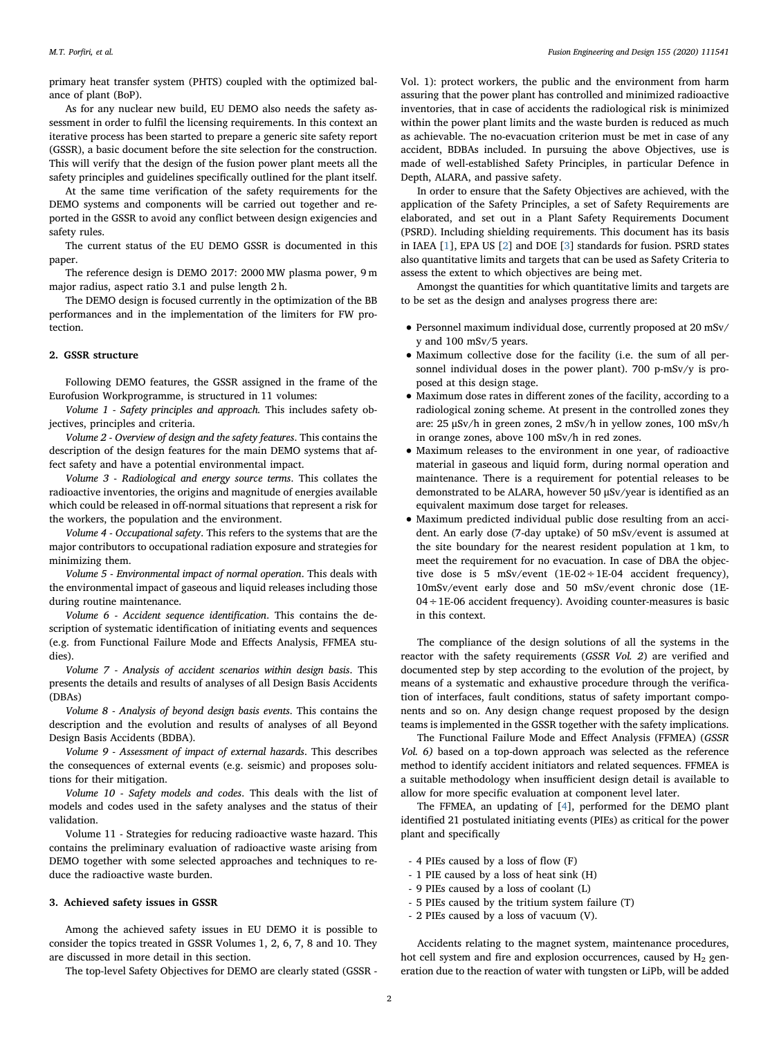primary heat transfer system (PHTS) coupled with the optimized balance of plant (BoP).

As for any nuclear new build, EU DEMO also needs the safety assessment in order to fulfil the licensing requirements. In this context an iterative process has been started to prepare a generic site safety report (GSSR), a basic document before the site selection for the construction. This will verify that the design of the fusion power plant meets all the safety principles and guidelines specifically outlined for the plant itself.

At the same time verification of the safety requirements for the DEMO systems and components will be carried out together and reported in the GSSR to avoid any conflict between design exigencies and safety rules.

The current status of the EU DEMO GSSR is documented in this paper.

The reference design is DEMO 2017: 2000 MW plasma power, 9 m major radius, aspect ratio 3.1 and pulse length 2 h.

The DEMO design is focused currently in the optimization of the BB performances and in the implementation of the limiters for FW protection.

## 2. GSSR structure

Following DEMO features, the GSSR assigned in the frame of the Eurofusion Workprogramme, is structured in 11 volumes:

*Volume 1 - Safety principles and approach.* This includes safety objectives, principles and criteria.

*Volume 2 - Overview of design and the safety features*. This contains the description of the design features for the main DEMO systems that affect safety and have a potential environmental impact.

*Volume 3 - Radiological and energy source terms*. This collates the radioactive inventories, the origins and magnitude of energies available which could be released in off-normal situations that represent a risk for the workers, the population and the environment.

*Volume 4 - Occupational safety*. This refers to the systems that are the major contributors to occupational radiation exposure and strategies for minimizing them.

*Volume 5 - Environmental impact of normal operation*. This deals with the environmental impact of gaseous and liquid releases including those during routine maintenance.

*Volume 6 - Accident sequence identification*. This contains the description of systematic identification of initiating events and sequences (e.g. from Functional Failure Mode and Effects Analysis, FFMEA studies).

*Volume 7 - Analysis of accident scenarios within design basis*. This presents the details and results of analyses of all Design Basis Accidents (DBAs)

*Volume 8 - Analysis of beyond design basis events*. This contains the description and the evolution and results of analyses of all Beyond Design Basis Accidents (BDBA).

*Volume 9 - Assessment of impact of external hazards*. This describes the consequences of external events (e.g. seismic) and proposes solutions for their mitigation.

*Volume 10 - Safety models and codes*. This deals with the list of models and codes used in the safety analyses and the status of their validation.

Volume 11 - Strategies for reducing radioactive waste hazard. This contains the preliminary evaluation of radioactive waste arising from DEMO together with some selected approaches and techniques to reduce the radioactive waste burden.

## 3. Achieved safety issues in GSSR

Among the achieved safety issues in EU DEMO it is possible to consider the topics treated in GSSR Volumes 1, 2, 6, 7, 8 and 10. They are discussed in more detail in this section.

The top-level Safety Objectives for DEMO are clearly stated (GSSR - Vol. 1): protect workers, the public and the environment from harm assuring that the power plant has controlled and minimized radioactive inventories, that in case of accidents the radiological risk is minimized within the power plant limits and the waste burden is reduced as much as achievable. The no-evacuation criterion must be met in case of any accident, BDBAs included. In pursuing the above Objectives, use is made of well-established Safety Principles, in particular Defence in Depth, ALARA, and passive safety.

In order to ensure that the Safety Objectives are achieved, with the application of the Safety Principles, a set of Safety Requirements are elaborated, and set out in a Plant Safety Requirements Document (PSRD). Including shielding requirements. This document has its basis in IAEA [1], EPA US [2] and DOE [3] standards for fusion. PSRD states also quantitative limits and targets that can be used as Safety Criteria to assess the extent to which objectives are being met.

Amongst the quantities for which quantitative limits and targets are to be set as the design and analyses progress there are:

- Personnel maximum individual dose, currently proposed at 20 mSv/y and 100 mSv/5 years.
- Maximum collective dose for the facility (i.e. the sum of all personnel individual doses in the power plant). 700 p-mSv/y is proposed at this design stage.
- Maximum dose rates in different zones of the facility, according to a radiological zoning scheme. At present in the controlled zones they are: 25 μSv/h in green zones, 2 mSv/h in yellow zones, 100 mSv/h in orange zones, above 100 mSv/h in red zones.
- Maximum releases to the environment in one year, of radioactive material in gaseous and liquid form, during normal operation and maintenance. There is a requirement for potential releases to be demonstrated to be ALARA, however 50 μSv/year is identified as an equivalent maximum dose target for releases.
- Maximum predicted individual public dose resulting from an accident. An early dose (7-day uptake) of 50 mSv/event is assumed at the site boundary for the nearest resident population at 1 km, to meet the requirement for no evacuation. In case of DBA the objective dose is 5 mSv/event (1E-02 ÷ 1E-04 accident frequency), 10mSv/event early dose and 50 mSv/event chronic dose (1E-04 ÷ 1E-06 accident frequency). Avoiding counter-measures is basic in this context.

The compliance of the design solutions of all the systems in the reactor with the safety requirements (*GSSR Vol. 2*) are verified and documented step by step according to the evolution of the project, by means of a systematic and exhaustive procedure through the verification of interfaces, fault conditions, status of safety important components and so on. Any design change request proposed by the design teams is implemented in the GSSR together with the safety implications.

The Functional Failure Mode and Effect Analysis (FFMEA) (*GSSR Vol. 6)* based on a top-down approach was selected as the reference method to identify accident initiators and related sequences. FFMEA is a suitable methodology when insufficient design detail is available to allow for more specific evaluation at component level later.

The FFMEA, an updating of [4], performed for the DEMO plant identified 21 postulated initiating events (PIEs) as critical for the power plant and specifically

- 4 PIEs caused by a loss of flow (F)
- 1 PIE caused by a loss of heat sink (H)
- 9 PIEs caused by a loss of coolant (L)
- 5 PIEs caused by the tritium system failure (T)
- 2 PIEs caused by a loss of vacuum (V).

Accidents relating to the magnet system, maintenance procedures, hot cell system and fire and explosion occurrences, caused by $H_2$ generation due to the reaction of water with tungsten or LiPb, will be added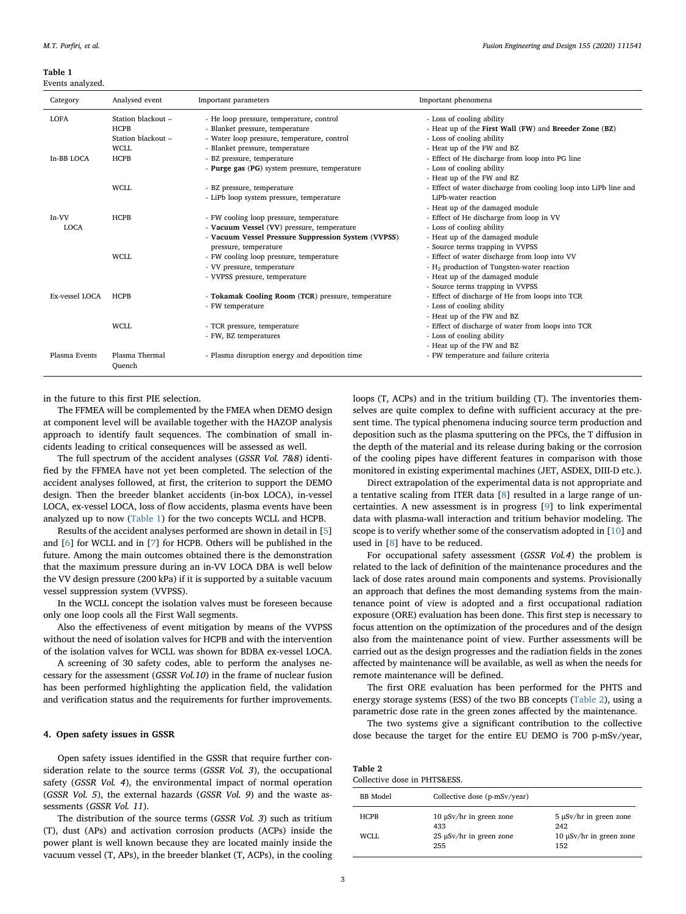**Table 1**
Events analyzed.

| Category | Analysed event | Important parameters | Important phenomena |
|---|---|---|---|
| LOFA | Station blackout – HCPB | - He loop pressure, temperature, control<br>- Blanket pressure, temperature | - Loss of cooling ability<br>- Heat up of the **First Wall** (**FW**) and **Breeder Zone** (**BZ**) |
| | Station blackout – WCLL | - Water loop pressure, temperature, control<br>- Blanket pressure, temperature | - Loss of cooling ability<br>- Heat up of the FW and BZ |
| In-BB LOCA | HCPB | - BZ pressure, temperature<br>- **Purge gas** (**PG**) system pressure, temperature | - Effect of He discharge from loop into PG line<br>- Loss of cooling ability<br>- Heat up of the FW and BZ |
| | WCLL | - BZ pressure, temperature<br>- LiPb loop system pressure, temperature | - Effect of water discharge from cooling loop into LiPb line and LiPb-water reaction<br>- Heat up of the damaged module |
| In-VV LOCA | HCPB | - FW cooling loop pressure, temperature<br>- **Vacuum Vessel** (**VV**) pressure, temperature<br>- **Vacuum Vessel Pressure Suppression System** (**VVPSS**) pressure, temperature | - Effect of He discharge from loop in VV<br>- Loss of cooling ability<br>- Heat up of the damaged module<br>- Source terms trapping in VVPSS |
| | WCLL | - FW cooling loop pressure, temperature<br>- VV pressure, temperature<br>- VVPSS pressure, temperature | - Effect of water discharge from loop into VV<br>- $H_2$ production of Tungsten-water reaction<br>- Heat up of the damaged module<br>- Source terms trapping in VVPSS |
| Ex-vessel LOCA | HCPB | - **Tokamak Cooling Room** (**TCR**) pressure, temperature<br>- FW temperature | - Effect of discharge of He from loops into TCR<br>- Loss of cooling ability<br>- Heat up of the FW and BZ |
| | WCLL | - TCR pressure, temperature<br>- FW, BZ temperatures | - Effect of discharge of water from loops into TCR<br>- Loss of cooling ability<br>- Heat up of the FW and BZ |
| Plasma Events | Plasma Thermal Quench | - Plasma disruption energy and deposition time | - FW temperature and failure criteria |

in the future to this first PIE selection.

The FFMEA will be complemented by the FMEA when DEMO design at component level will be available together with the HAZOP analysis approach to identify fault sequences. The combination of small incidents leading to critical consequences will be assessed as well.

The full spectrum of the accident analyses (*GSSR Vol. 7&8*) identified by the FFMEA have not yet been completed. The selection of the accident analyses followed, at first, the criterion to support the DEMO design. Then the breeder blanket accidents (in-box LOCA), in-vessel LOCA, ex-vessel LOCA, loss of flow accidents, plasma events have been analyzed up to now (Table 1) for the two concepts WCLL and HCPB.

Results of the accident analyses performed are shown in detail in [5] and [6] for WCLL and in [7] for HCPB. Others will be published in the future. Among the main outcomes obtained there is the demonstration that the maximum pressure during an in-VV LOCA DBA is well below the VV design pressure (200 kPa) if it is supported by a suitable vacuum vessel suppression system (VVPSS).

In the WCLL concept the isolation valves must be foreseen because only one loop cools all the First Wall segments.

Also the effectiveness of event mitigation by means of the VVPSS without the need of isolation valves for HCPB and with the intervention of the isolation valves for WCLL was shown for BDBA ex-vessel LOCA.

A screening of 30 safety codes, able to perform the analyses necessary for the assessment (*GSSR Vol.10*) in the frame of nuclear fusion has been performed highlighting the application field, the validation and verification status and the requirements for further improvements.

## 4. Open safety issues in GSSR

Open safety issues identified in the GSSR that require further consideration relate to the source terms (*GSSR Vol. 3*), the occupational safety (*GSSR Vol. 4*), the environmental impact of normal operation (*GSSR Vol. 5*), the external hazards (*GSSR Vol. 9*) and the waste assessments (*GSSR Vol. 11*).

The distribution of the source terms (*GSSR Vol. 3*) such as tritium (T), dust (APs) and activation corrosion products (ACPs) inside the power plant is well known because they are located mainly inside the vacuum vessel (T, APs), in the breeder blanket (T, ACPs), in the cooling loops (T, ACPs) and in the tritium building (T). The inventories themselves are quite complex to define with sufficient accuracy at the present time. The typical phenomena inducing source term production and deposition such as the plasma sputtering on the PFCs, the T diffusion in the depth of the material and its release during baking or the corrosion of the cooling pipes have different features in comparison with those monitored in existing experimental machines (JET, ASDEX, DIII-D etc.).

Direct extrapolation of the experimental data is not appropriate and a tentative scaling from ITER data [8] resulted in a large range of uncertainties. A new assessment is in progress [9] to link experimental data with plasma-wall interaction and tritium behavior modeling. The scope is to verify whether some of the conservatism adopted in [10] and used in [8] have to be reduced.

For occupational safety assessment (*GSSR Vol.4*) the problem is related to the lack of definition of the maintenance procedures and the lack of dose rates around main components and systems. Provisionally an approach that defines the most demanding systems from the maintenance point of view is adopted and a first occupational radiation exposure (ORE) evaluation has been done. This first step is necessary to focus attention on the optimization of the procedures and of the design also from the maintenance point of view. Further assessments will be carried out as the design progresses and the radiation fields in the zones affected by maintenance will be available, as well as when the needs for remote maintenance will be defined.

The first ORE evaluation has been performed for the PHTS and energy storage systems (ESS) of the two BB concepts (Table 2), using a parametric dose rate in the green zones affected by the maintenance.

The two systems give a significant contribution to the collective dose because the target for the entire EU DEMO is 700 p-mSv/year,

**Table 2**
Collective dose in PHTS&ESS.

| BB Model | Collective dose (p-mSv/year) | |
|---|---|---|
| HCPB | 10 μSv/hr in green zone<br>433 | 5 μSv/hr in green zone<br>242 |
| WCLL | 25 μSv/hr in green zone<br>255 | 10 μSv/hr in green zone<br>152 |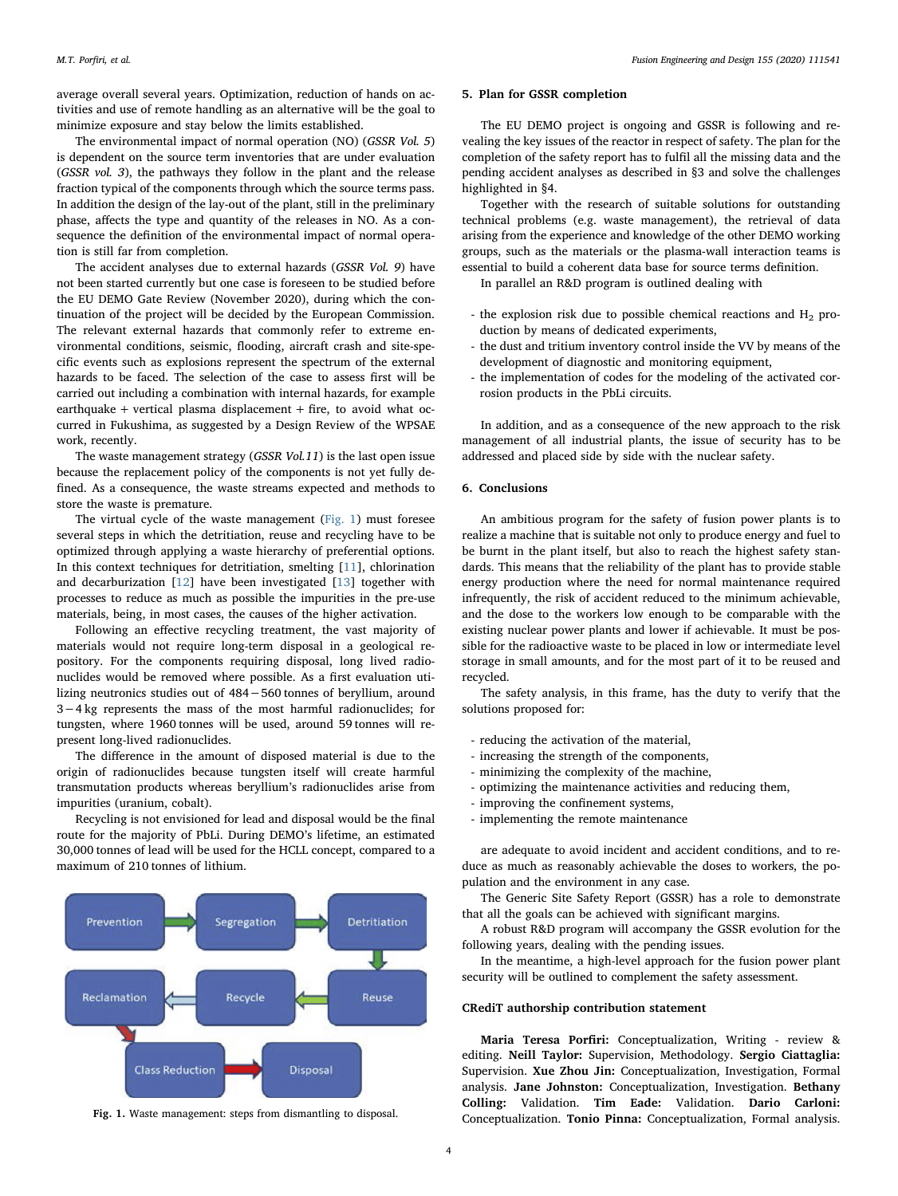average overall several years. Optimization, reduction of hands on activities and use of remote handling as an alternative will be the goal to minimize exposure and stay below the limits established.

The environmental impact of normal operation (NO) (*GSSR Vol. 5*) is dependent on the source term inventories that are under evaluation (*GSSR vol. 3*), the pathways they follow in the plant and the release fraction typical of the components through which the source terms pass. In addition the design of the lay-out of the plant, still in the preliminary phase, affects the type and quantity of the releases in NO. As a consequence the definition of the environmental impact of normal operation is still far from completion.

The accident analyses due to external hazards (*GSSR Vol. 9*) have not been started currently but one case is foreseen to be studied before the EU DEMO Gate Review (November 2020), during which the continuation of the project will be decided by the European Commission. The relevant external hazards that commonly refer to extreme environmental conditions, seismic, flooding, aircraft crash and site-specific events such as explosions represent the spectrum of the external hazards to be faced. The selection of the case to assess first will be carried out including a combination with internal hazards, for example earthquake + vertical plasma displacement + fire, to avoid what occurred in Fukushima, as suggested by a Design Review of the WPSAE work, recently.

The waste management strategy (*GSSR Vol.11*) is the last open issue because the replacement policy of the components is not yet fully defined. As a consequence, the waste streams expected and methods to store the waste is premature.

The virtual cycle of the waste management (Fig. 1) must foresee several steps in which the detritiation, reuse and recycling have to be optimized through applying a waste hierarchy of preferential options. In this context techniques for detritiation, smelting [11], chlorination and decarburization [12] have been investigated [13] together with processes to reduce as much as possible the impurities in the pre-use materials, being, in most cases, the causes of the higher activation.

Following an effective recycling treatment, the vast majority of materials would not require long-term disposal in a geological repository. For the components requiring disposal, long lived radionuclides would be removed where possible. As a first evaluation utilizing neutronics studies out of 484 − 560 tonnes of beryllium, around 3 − 4 kg represents the mass of the most harmful radionuclides; for tungsten, where 1960 tonnes will be used, around 59 tonnes will represent long-lived radionuclides.

The difference in the amount of disposed material is due to the origin of radionuclides because tungsten itself will create harmful transmutation products whereas beryllium's radionuclides arise from impurities (uranium, cobalt).

Recycling is not envisioned for lead and disposal would be the final route for the majority of PbLi. During DEMO's lifetime, an estimated 30,000 tonnes of lead will be used for the HCLL concept, compared to a maximum of 210 tonnes of lithium.

Prevention → Segregation → Detritiation → Reuse → Recycle → Reclamation → Class Reduction → Disposal

**Fig. 1.** Waste management: steps from dismantling to disposal.

## 5. Plan for GSSR completion

The EU DEMO project is ongoing and GSSR is following and revealing the key issues of the reactor in respect of safety. The plan for the completion of the safety report has to fulfil all the missing data and the pending accident analyses as described in §3 and solve the challenges highlighted in §4.

Together with the research of suitable solutions for outstanding technical problems (e.g. waste management), the retrieval of data arising from the experience and knowledge of the other DEMO working groups, such as the materials or the plasma-wall interaction teams is essential to build a coherent data base for source terms definition.

In parallel an R&D program is outlined dealing with

- the explosion risk due to possible chemical reactions and $H_2$ production by means of dedicated experiments,
- the dust and tritium inventory control inside the VV by means of the development of diagnostic and monitoring equipment,
- the implementation of codes for the modeling of the activated corrosion products in the PbLi circuits.

In addition, and as a consequence of the new approach to the risk management of all industrial plants, the issue of security has to be addressed and placed side by side with the nuclear safety.

## 6. Conclusions

An ambitious program for the safety of fusion power plants is to realize a machine that is suitable not only to produce energy and fuel to be burnt in the plant itself, but also to reach the highest safety standards. This means that the reliability of the plant has to provide stable energy production where the need for normal maintenance required infrequently, the risk of accident reduced to the minimum achievable, and the dose to the workers low enough to be comparable with the existing nuclear power plants and lower if achievable. It must be possible for the radioactive waste to be placed in low or intermediate level storage in small amounts, and for the most part of it to be reused and recycled.

The safety analysis, in this frame, has the duty to verify that the solutions proposed for:

- reducing the activation of the material,
- increasing the strength of the components,
- minimizing the complexity of the machine,
- optimizing the maintenance activities and reducing them,
- improving the confinement systems,
- implementing the remote maintenance

are adequate to avoid incident and accident conditions, and to reduce as much as reasonably achievable the doses to workers, the population and the environment in any case.

The Generic Site Safety Report (GSSR) has a role to demonstrate that all the goals can be achieved with significant margins.

A robust R&D program will accompany the GSSR evolution for the following years, dealing with the pending issues.

In the meantime, a high-level approach for the fusion power plant security will be outlined to complement the safety assessment.

### CRediT authorship contribution statement

**Maria Teresa Porfiri:** Conceptualization, Writing - review & editing. **Neill Taylor:** Supervision, Methodology. **Sergio Ciattaglia:** Supervision. **Xue Zhou Jin:** Conceptualization, Investigation, Formal analysis. **Jane Johnston:** Conceptualization, Investigation. **Bethany Colling:** Validation. **Tim Eade:** Validation. **Dario Carloni:** Conceptualization. **Tonio Pinna:** Conceptualization, Formal analysis.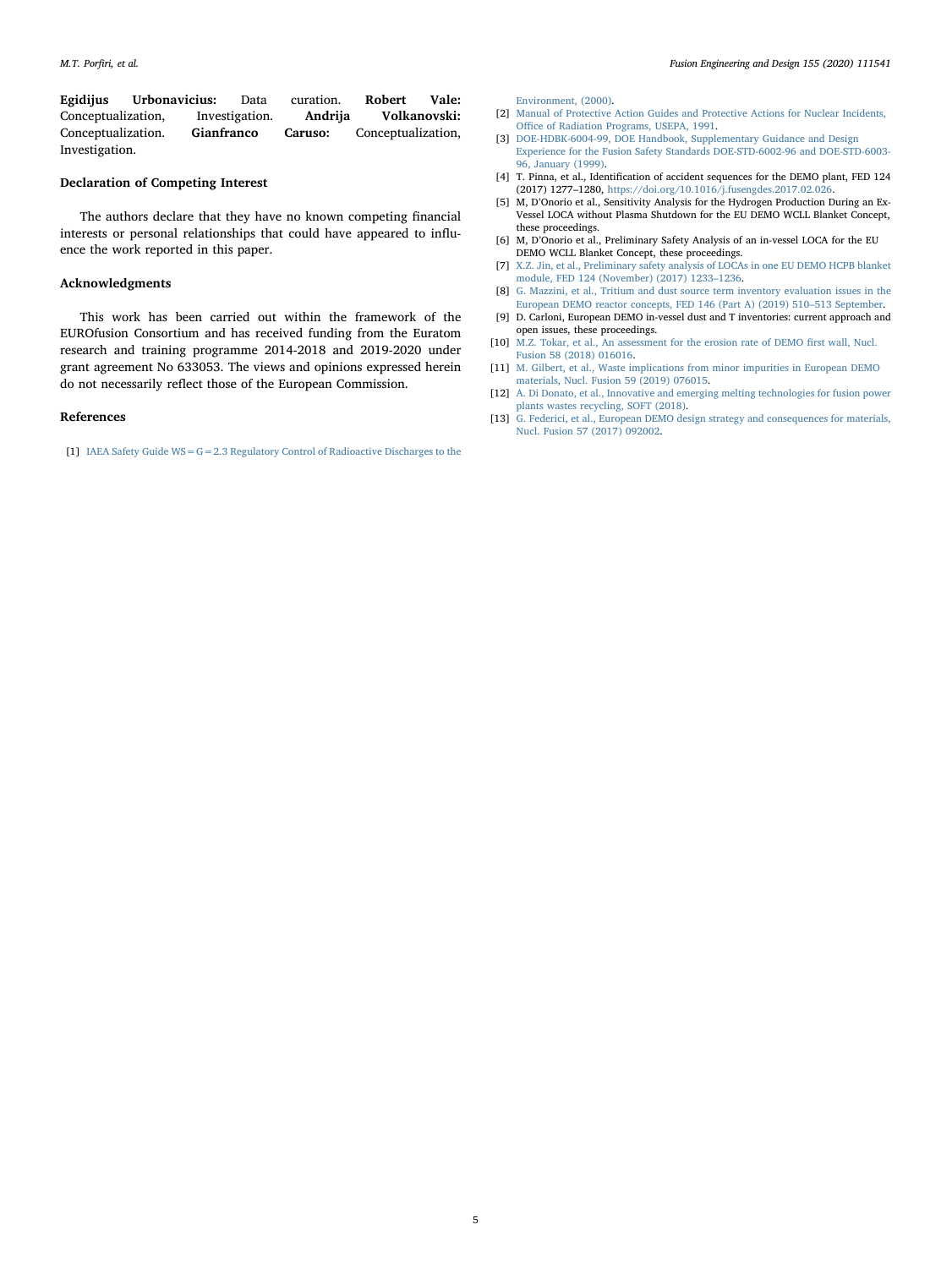**Egidijus Urbonavicius:** Data curation. **Robert Vale:** Conceptualization, Investigation. **Andrija Volkanovski:** Conceptualization. **Gianfranco Caruso:** Conceptualization, Investigation.

## Declaration of Competing Interest

The authors declare that they have no known competing financial interests or personal relationships that could have appeared to influence the work reported in this paper.

## Acknowledgments

This work has been carried out within the framework of the EUROfusion Consortium and has received funding from the Euratom research and training programme 2014-2018 and 2019-2020 under grant agreement No 633053. The views and opinions expressed herein do not necessarily reflect those of the European Commission.

## References

[1] IAEA Safety Guide WS = G = 2.3 Regulatory Control of Radioactive Discharges to the Environment, (2000).

[2] Manual of Protective Action Guides and Protective Actions for Nuclear Incidents, Office of Radiation Programs, USEPA, 1991.

[3] DOE-HDBK-6004-99, DOE Handbook, Supplementary Guidance and Design Experience for the Fusion Safety Standards DOE-STD-6002-96 and DOE-STD-6003-96, January (1999).

[4] T. Pinna, et al., Identification of accident sequences for the DEMO plant, FED 124 (2017) 1277–1280, https://doi.org/10.1016/j.fusengdes.2017.02.026.

[5] M, D'Onorio et al., Sensitivity Analysis for the Hydrogen Production During an Ex-Vessel LOCA without Plasma Shutdown for the EU DEMO WCLL Blanket Concept, these proceedings.

[6] M, D'Onorio et al., Preliminary Safety Analysis of an in-vessel LOCA for the EU DEMO WCLL Blanket Concept, these proceedings.

[7] X.Z. Jin, et al., Preliminary safety analysis of LOCAs in one EU DEMO HCPB blanket module, FED 124 (November) (2017) 1233–1236.

[8] G. Mazzini, et al., Tritium and dust source term inventory evaluation issues in the European DEMO reactor concepts, FED 146 (Part A) (2019) 510–513 September.

[9] D. Carloni, European DEMO in-vessel dust and T inventories: current approach and open issues, these proceedings.

[10] M.Z. Tokar, et al., An assessment for the erosion rate of DEMO first wall, Nucl. Fusion 58 (2018) 016016.

[11] M. Gilbert, et al., Waste implications from minor impurities in European DEMO materials, Nucl. Fusion 59 (2019) 076015.

[12] A. Di Donato, et al., Innovative and emerging melting technologies for fusion power plants wastes recycling, SOFT (2018).

[13] G. Federici, et al., European DEMO design strategy and consequences for materials, Nucl. Fusion 57 (2017) 092002.